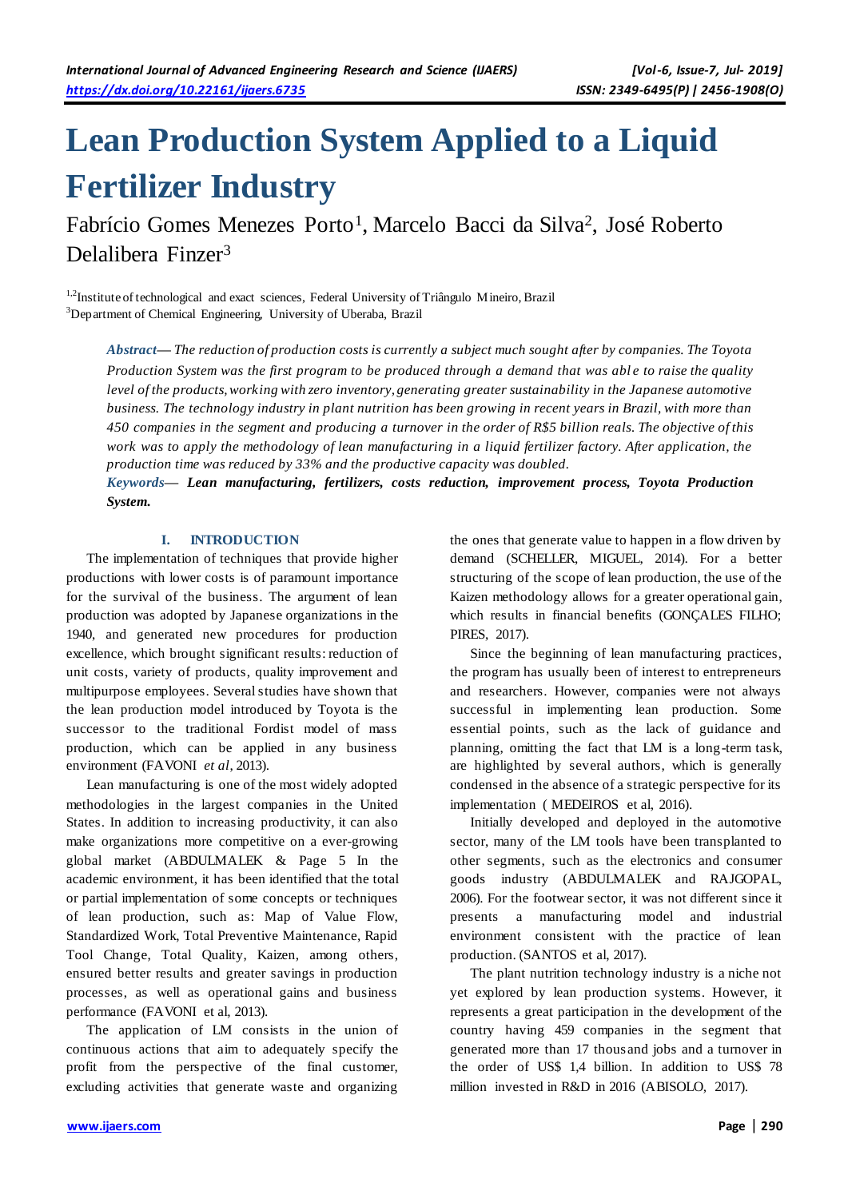# Lean Production System Applied to a Liquid Fertilizer Industry

Fabrício Gomes Menezes Porto[1], Marcelo Bacci da Silva[2], José Roberto Delalibera Finzer[3]

[1,2]Institute of technological and exact sciences, Federal University of Triângulo Mineiro, Brazil
[3]Department of Chemical Engineering, University of Uberaba, Brazil

***Abstract*— *The reduction of production costs is currently a subject much sought after by companies. The Toyota Production System was the first program to be produced through a demand that was able to raise the quality level of the products, working with zero inventory, generating greater sustainability in the Japanese automotive business. The technology industry in plant nutrition has been growing in recent years in Brazil, with more than 450 companies in the segment and producing a turnover in the order of R$5 billion reals. The objective of this work was to apply the methodology of lean manufacturing in a liquid fertilizer factory. After application, the production time was reduced by 33% and the productive capacity was doubled.***

***Keywords*— *Lean manufacturing, fertilizers, costs reduction, improvement process, Toyota Production System.***

## I. INTRODUCTION

The implementation of techniques that provide higher productions with lower costs is of paramount importance for the survival of the business. The argument of lean production was adopted by Japanese organizations in the 1940, and generated new procedures for production excellence, which brought significant results: reduction of unit costs, variety of products, quality improvement and multipurpose employees. Several studies have shown that the lean production model introduced by Toyota is the successor to the traditional Fordist model of mass production, which can be applied in any business environment (FAVONI *et al*, 2013).

Lean manufacturing is one of the most widely adopted methodologies in the largest companies in the United States. In addition to increasing productivity, it can also make organizations more competitive on a ever-growing global market (ABDULMALEK & Page 5 In the academic environment, it has been identified that the total or partial implementation of some concepts or techniques of lean production, such as: Map of Value Flow, Standardized Work, Total Preventive Maintenance, Rapid Tool Change, Total Quality, Kaizen, among others, ensured better results and greater savings in production processes, as well as operational gains and business performance (FAVONI et al, 2013).

The application of LM consists in the union of continuous actions that aim to adequately specify the profit from the perspective of the final customer, excluding activities that generate waste and organizing the ones that generate value to happen in a flow driven by demand (SCHELLER, MIGUEL, 2014). For a better structuring of the scope of lean production, the use of the Kaizen methodology allows for a greater operational gain, which results in financial benefits (GONÇALES FILHO; PIRES, 2017).

Since the beginning of lean manufacturing practices, the program has usually been of interest to entrepreneurs and researchers. However, companies were not always successful in implementing lean production. Some essential points, such as the lack of guidance and planning, omitting the fact that LM is a long-term task, are highlighted by several authors, which is generally condensed in the absence of a strategic perspective for its implementation ( MEDEIROS et al, 2016).

Initially developed and deployed in the automotive sector, many of the LM tools have been transplanted to other segments, such as the electronics and consumer goods industry (ABDULMALEK and RAJGOPAL, 2006). For the footwear sector, it was not different since it presents a manufacturing model and industrial environment consistent with the practice of lean production. (SANTOS et al, 2017).

The plant nutrition technology industry is a niche not yet explored by lean production systems. However, it represents a great participation in the development of the country having 459 companies in the segment that generated more than 17 thousand jobs and a turnover in the order of US$ 1,4 billion. In addition to US$ 78 million invested in R&D in 2016 (ABISOLO, 2017).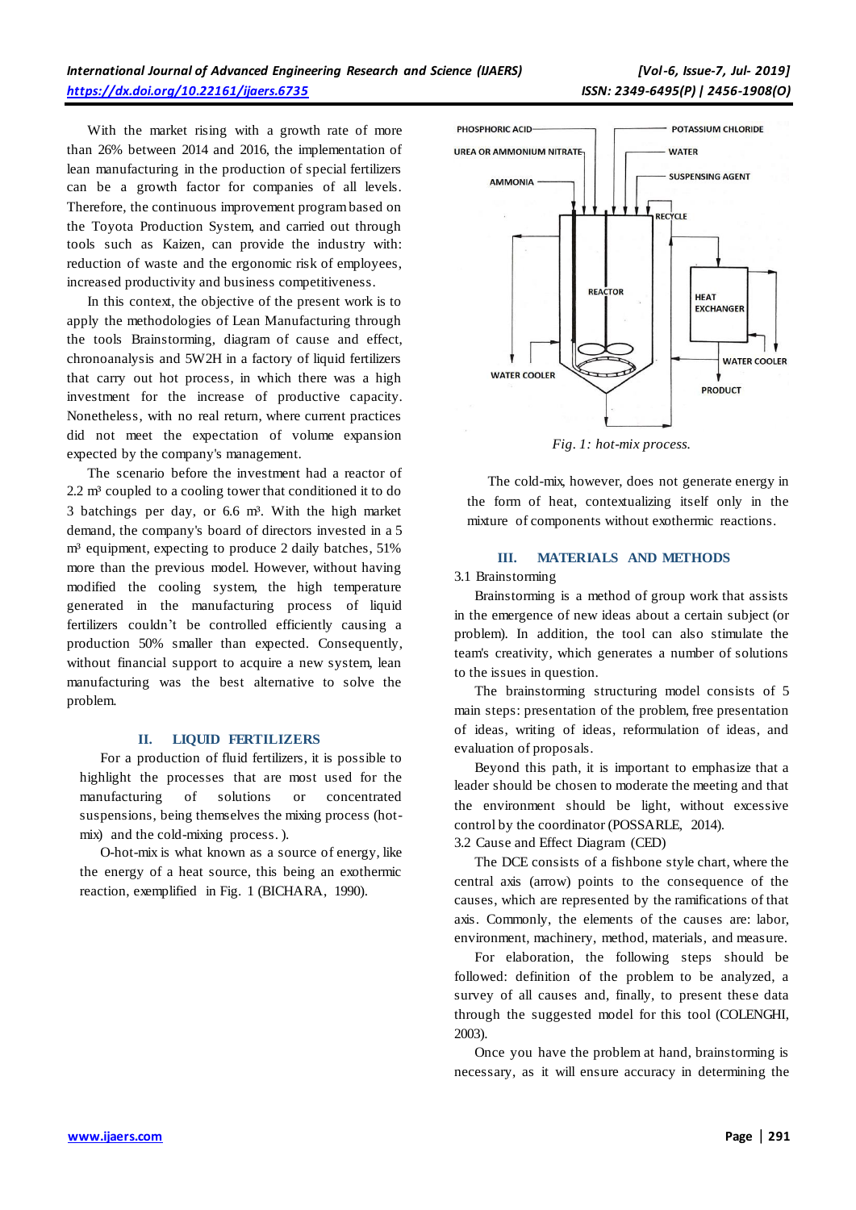With the market rising with a growth rate of more than 26% between 2014 and 2016, the implementation of lean manufacturing in the production of special fertilizers can be a growth factor for companies of all levels. Therefore, the continuous improvement program based on the Toyota Production System, and carried out through tools such as Kaizen, can provide the industry with: reduction of waste and the ergonomic risk of employees, increased productivity and business competitiveness.

In this context, the objective of the present work is to apply the methodologies of Lean Manufacturing through the tools Brainstorming, diagram of cause and effect, chronoanalysis and 5W2H in a factory of liquid fertilizers that carry out hot process, in which there was a high investment for the increase of productive capacity. Nonetheless, with no real return, where current practices did not meet the expectation of volume expansion expected by the company's management.

The scenario before the investment had a reactor of 2.2 m³ coupled to a cooling tower that conditioned it to do 3 batchings per day, or 6.6 m³. With the high market demand, the company's board of directors invested in a 5 m³ equipment, expecting to produce 2 daily batches, 51% more than the previous model. However, without having modified the cooling system, the high temperature generated in the manufacturing process of liquid fertilizers couldn't be controlled efficiently causing a production 50% smaller than expected. Consequently, without financial support to acquire a new system, lean manufacturing was the best alternative to solve the problem.

## II. LIQUID FERTILIZERS

For a production of fluid fertilizers, it is possible to highlight the processes that are most used for the manufacturing of solutions or concentrated suspensions, being themselves the mixing process (hot-mix) and the cold-mixing process. ).

O-hot-mix is what known as a source of energy, like the energy of a heat source, this being an exothermic reaction, exemplified in Fig. 1 (BICHARA, 1990).

PHOSPHORIC ACID, POTASSIUM CHLORIDE, UREA OR AMMONIUM NITRATE, WATER, AMMONIA, SUSPENSING AGENT, RECYCLE, REACTOR, HEAT EXCHANGER, WATER COOLER, WATER COOLER, PRODUCT

*Fig. 1: hot-mix process.*

The cold-mix, however, does not generate energy in the form of heat, contextualizing itself only in the mixture of components without exothermic reactions.

## III. MATERIALS AND METHODS

### 3.1 Brainstorming

Brainstorming is a method of group work that assists in the emergence of new ideas about a certain subject (or problem). In addition, the tool can also stimulate the team's creativity, which generates a number of solutions to the issues in question.

The brainstorming structuring model consists of 5 main steps: presentation of the problem, free presentation of ideas, writing of ideas, reformulation of ideas, and evaluation of proposals.

Beyond this path, it is important to emphasize that a leader should be chosen to moderate the meeting and that the environment should be light, without excessive control by the coordinator (POSSARLE, 2014).

### 3.2 Cause and Effect Diagram (CED)

The DCE consists of a fishbone style chart, where the central axis (arrow) points to the consequence of the causes, which are represented by the ramifications of that axis. Commonly, the elements of the causes are: labor, environment, machinery, method, materials, and measure.

For elaboration, the following steps should be followed: definition of the problem to be analyzed, a survey of all causes and, finally, to present these data through the suggested model for this tool (COLENGHI, 2003).

Once you have the problem at hand, brainstorming is necessary, as it will ensure accuracy in determining the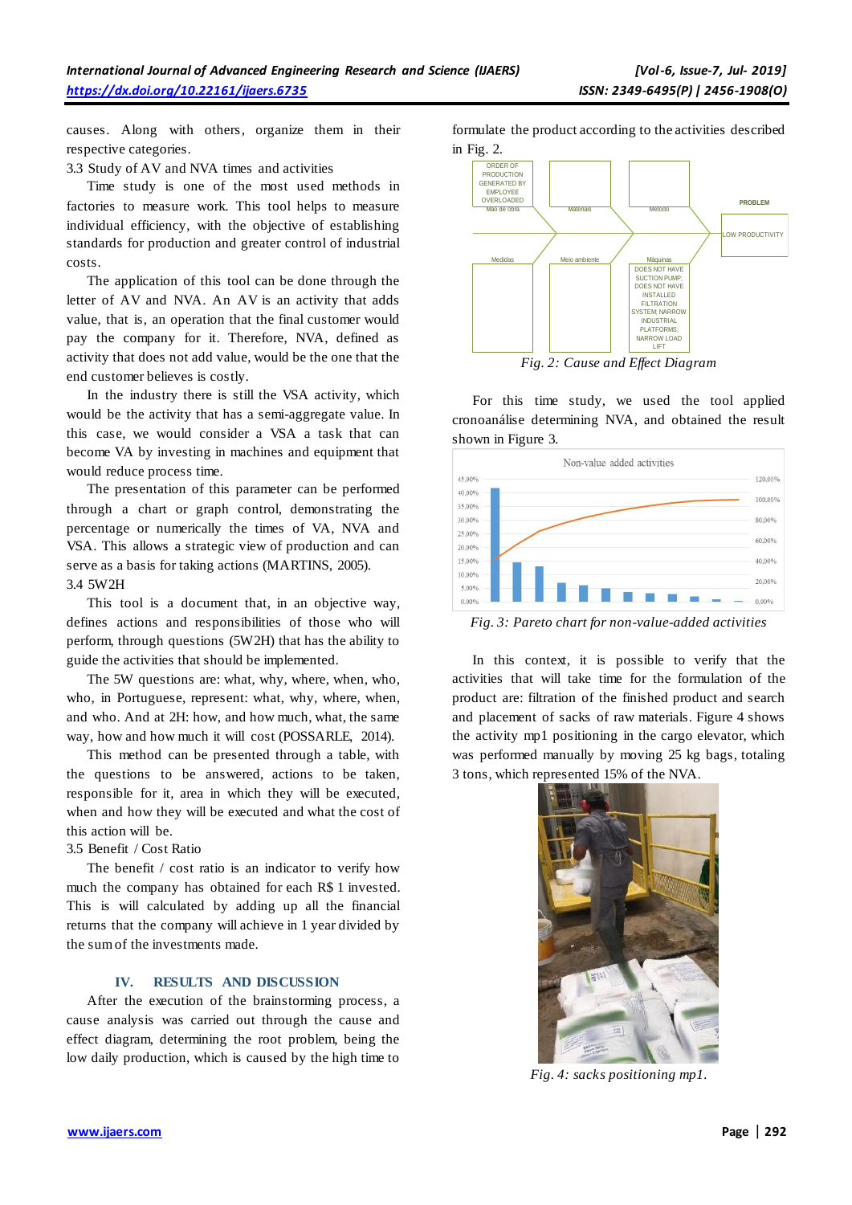causes. Along with others, organize them in their respective categories.

3.3 Study of AV and NVA times and activities

Time study is one of the most used methods in factories to measure work. This tool helps to measure individual efficiency, with the objective of establishing standards for production and greater control of industrial costs.

The application of this tool can be done through the letter of AV and NVA. An AV is an activity that adds value, that is, an operation that the final customer would pay the company for it. Therefore, NVA, defined as activity that does not add value, would be the one that the end customer believes is costly.

In the industry there is still the VSA activity, which would be the activity that has a semi-aggregate value. In this case, we would consider a VSA a task that can become VA by investing in machines and equipment that would reduce process time.

The presentation of this parameter can be performed through a chart or graph control, demonstrating the percentage or numerically the times of VA, NVA and VSA. This allows a strategic view of production and can serve as a basis for taking actions (MARTINS, 2005).

3.4 5W2H

This tool is a document that, in an objective way, defines actions and responsibilities of those who will perform, through questions (5W2H) that has the ability to guide the activities that should be implemented.

The 5W questions are: what, why, where, when, who, who, in Portuguese, represent: what, why, where, when, and who. And at 2H: how, and how much, what, the same way, how and how much it will cost (POSSARLE, 2014).

This method can be presented through a table, with the questions to be answered, actions to be taken, responsible for it, area in which they will be executed, when and how they will be executed and what the cost of this action will be.

3.5 Benefit / Cost Ratio

The benefit / cost ratio is an indicator to verify how much the company has obtained for each R$ 1 invested. This is will calculated by adding up all the financial returns that the company will achieve in 1 year divided by the sum of the investments made.

## IV. RESULTS AND DISCUSSION

After the execution of the brainstorming process, a cause analysis was carried out through the cause and effect diagram, determining the root problem, being the low daily production, which is caused by the high time to formulate the product according to the activities described in Fig. 2.

Fig. 2: Cause and Effect Diagram

For this time study, we used the tool applied cronoanálise determining NVA, and obtained the result shown in Figure 3.

Fig. 3: Pareto chart for non-value-added activities

In this context, it is possible to verify that the activities that will take time for the formulation of the product are: filtration of the finished product and search and placement of sacks of raw materials. Figure 4 shows the activity mp1 positioning in the cargo elevator, which was performed manually by moving 25 kg bags, totaling 3 tons, which represented 15% of the NVA.

Fig. 4: sacks positioning mp1.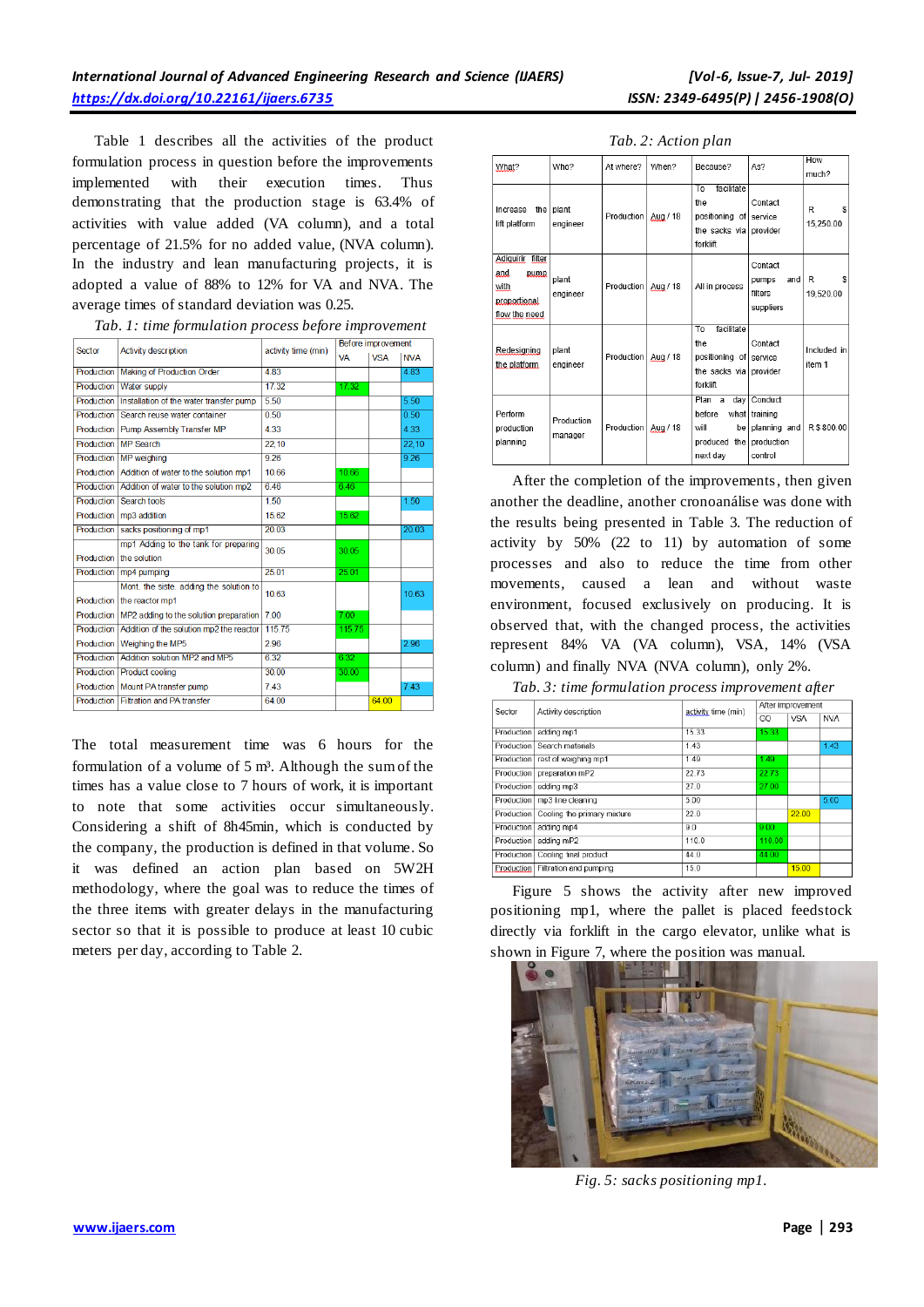Table 1 describes all the activities of the product formulation process in question before the improvements implemented with their execution times. Thus demonstrating that the production stage is 63.4% of activities with value added (VA column), and a total percentage of 21.5% for no added value, (NVA column). In the industry and lean manufacturing projects, it is adopted a value of 88% to 12% for VA and NVA. The average times of standard deviation was 0.25.

*Tab. 1: time formulation process before improvement*

| Sector | Activity description | activity time (min) | Before improvement | | |
|---|---|---|---|---|---|
| | | | VA | VSA | NVA |
| Production | Making of Production Order | 4.83 | | | 4.83 |
| Production | Water supply | 17.32 | 17.32 | | |
| Production | Installation of the water transfer pump | 5.50 | | | 5.50 |
| Production | Search reuse water container | 0.50 | | | 0.50 |
| Production | Pump Assembly Transfer MP | 4.33 | | | 4.33 |
| Production | MP Search | 22,10 | | | 22,10 |
| Production | MP weighing | 9.26 | | | 9.26 |
| Production | Addition of water to the solution mp1 | 10.66 | 10.66 | | |
| Production | Addition of water to the solution mp2 | 6.46 | 6.46 | | |
| Production | Search tools | 1.50 | | | 1.50 |
| Production | mp3 addition | 15.62 | 15.62 | | |
| Production | sacks positioning of mp1 | 20.03 | | | 20.03 |
| Production | mp1 Adding to the tank for preparing the solution | 30.05 | 30.05 | | |
| Production | mp4 pumping | 25.01 | 25.01 | | |
| Production | Mont. the siste. adding the solution to the reactor mp1 | 10.63 | | | 10.63 |
| Production | MP2 adding to the solution preparation | 7.00 | 7.00 | | |
| Production | Addition of the solution mp2 the reactor | 115.75 | 115.75 | | |
| Production | Weighing the MP5 | 2.96 | | | 2.96 |
| Production | Addition solution MP2 and MP5 | 6.32 | 6.32 | | |
| Production | Product cooling | 30.00 | 30.00 | | |
| Production | Mount PA transfer pump | 7.43 | | | 7.43 |
| Production | Filtration and PA transfer | 64.00 | | 64.00 | |

The total measurement time was 6 hours for the formulation of a volume of 5 m³. Although the sum of the times has a value close to 7 hours of work, it is important to note that some activities occur simultaneously. Considering a shift of 8h45min, which is conducted by the company, the production is defined in that volume. So it was defined an action plan based on 5W2H methodology, where the goal was to reduce the times of the three items with greater delays in the manufacturing sector so that it is possible to produce at least 10 cubic meters per day, according to Table 2.

*Tab. 2: Action plan*

| What? | Who? | At where? | When? | Because? | As? | How much? |
|---|---|---|---|---|---|---|
| Increase the lift platform | plant engineer | Production | Aug / 18 | To facilitate the positioning of the sacks via forklift | Contact service provider | R$ 15,250.00 |
| Adquirir filter and pump with proportional flow the need | plant engineer | Production | Aug / 18 | All in process | Contact pumps and filters suppliers | R$ 19,520.00 |
| Redesigning the platform | plant engineer | Production | Aug / 18 | To facilitate the positioning of the sacks via forklift | Contact service provider | Included in item 1 |
| Perform production planning | Production manager | Production | Aug / 18 | Plan a day before what will be produced the next day | Conduct training planning and production control | R$ 800.00 |

After the completion of the improvements, then given another the deadline, another cronoanálise was done with the results being presented in Table 3. The reduction of activity by 50% (22 to 11) by automation of some processes and also to reduce the time from other movements, caused a lean and without waste environment, focused exclusively on producing. It is observed that, with the changed process, the activities represent 84% VA (VA column), VSA, 14% (VSA column) and finally NVA (NVA column), only 2%.

*Tab. 3: time formulation process improvement after*

| Sector | Activity description | activity time (min) | After improvement | | |
|---|---|---|---|---|---|
| | | | CO | VSA | NVA |
| Production | adding mp1 | 15.33 | 15.33 | | |
| Production | Search materials | 1.43 | | | 1.43 |
| Production | rest of weighing mp1 | 1.49 | 1.49 | | |
| Production | preparation mP2 | 22.73 | 22.73 | | |
| Production | adding mp3 | 27.0 | 27.00 | | |
| Production | mp3 line cleaning | 5.00 | | | 5.00 |
| Production | Cooling the primary mixture | 22.0 | | 22.00 | |
| Production | adding mp4 | 9.0 | 9.00 | | |
| Production | adding mP2 | 110.0 | 110.00 | | |
| Production | Cooling final product | 44.0 | 44.00 | | |
| Production | Filtration and pumping | 15.0 | | 15.00 | |

Figure 5 shows the activity after new improved positioning mp1, where the pallet is placed feedstock directly via forklift in the cargo elevator, unlike what is shown in Figure 7, where the position was manual.

*Fig. 5: sacks positioning mp1.*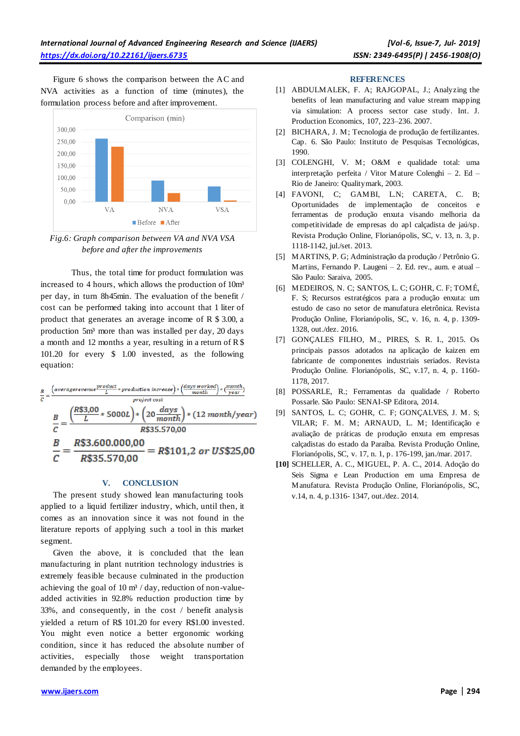Figure 6 shows the comparison between the AC and NVA activities as a function of time (minutes), the formulation process before and after improvement.

Comparison (min)

300,00
250,00
200,00
150,00
100,00
50,00
0,00

VA
NVA
VSA

Before
After

*Fig.6: Graph comparison between VA and NVA VSA before and after the improvements*

Thus, the total time for product formulation was increased to 4 hours, which allows the production of 10m³ per day, in turn 8h45min. The evaluation of the benefit / cost can be performed taking into account that 1 liter of product that generates an average income of R $ 3.00, a production 5m³ more than was installed per day, 20 days a month and 12 months a year, resulting in a return of R $ 101.20 for every $ 1.00 invested, as the following equation:

$$\frac{B}{C} = \frac{\left(averagerevenue\frac{product}{L} * production\ increase\right) * \left(\frac{days\ worked}{month}\right) * \left(\frac{month}{year}\right)}{project\ cost}$$

$$\frac{B}{C} = \frac{\left(\frac{R\$3{,}00}{L} * 5000L\right) * \left(20\frac{days}{month}\right) * (12\ month/year)}{R\$35.570{,}00}$$

$$\frac{B}{C} = \frac{R\$3.600.000{,}00}{R\$35.570{,}00} = R\$101{,}2\ or\ US\$25{,}00$$

## V. CONCLUSION

The present study showed lean manufacturing tools applied to a liquid fertilizer industry, which, until then, it comes as an innovation since it was not found in the literature reports of applying such a tool in this market segment.

Given the above, it is concluded that the lean manufacturing in plant nutrition technology industries is extremely feasible because culminated in the production achieving the goal of 10 m³ / day, reduction of non-value-added activities in 92.8% reduction production time by 33%, and consequently, in the cost / benefit analysis yielded a return of R$ 101.20 for every R$1.00 invested. You might even notice a better ergonomic working condition, since it has reduced the absolute number of activities, especially those weight transportation demanded by the employees.

## REFERENCES

[1] ABDULMALEK, F. A; RAJGOPAL, J.; Analyzing the benefits of lean manufacturing and value stream mapping via simulation: A process sector case study. Int. J. Production Economics, 107, 223–236. 2007.

[2] BICHARA, J. M; Tecnologia de produção de fertilizantes. Cap. 6. São Paulo: Instituto de Pesquisas Tecnológicas, 1990.

[3] COLENGHI, V. M; O&M e qualidade total: uma interpretação perfeita / Vitor Mature Colenghi – 2. Ed – Rio de Janeiro: Qualitymark, 2003.

[4] FAVONI, C; GAMBI, L.N; CARETA, C. B; Oportunidades de implementação de conceitos e ferramentas de produção enxuta visando melhoria da competitividade de empresas do apl calçadista de jaú/sp. Revista Produção Online, Florianópolis, SC, v. 13, n. 3, p. 1118-1142, jul./set. 2013.

[5] MARTINS, P. G; Administração da produção / Petrônio G. Martins, Fernando P. Laugeni – 2. Ed. rev., aum. e atual – São Paulo: Saraiva, 2005.

[6] MEDEIROS, N. C; SANTOS, L. C; GOHR, C. F; TOMÉ, F. S; Recursos estratégicos para a produção enxuta: um estudo de caso no setor de manufatura eletrônica. Revista Produção Online, Florianópolis, SC, v. 16, n. 4, p. 1309-1328, out./dez. 2016.

[7] GONÇALES FILHO, M., PIRES, S. R. I., 2015. Os principais passos adotados na aplicação de kaizen em fabricante de componentes industriais seriados. Revista Produção Online. Florianópolis, SC, v.17, n. 4, p. 1160-1178, 2017.

[8] POSSARLE, R.; Ferramentas da qualidade / Roberto Possarle. São Paulo: SENAI-SP Editora, 2014.

[9] SANTOS, L. C; GOHR, C. F; GONÇALVES, J. M. S; VILAR; F. M. M; ARNAUD, L. M; Identificação e avaliação de práticas de produção enxuta em empresas calçadistas do estado da Paraíba. Revista Produção Online, Florianópolis, SC, v. 17, n. 1, p. 176-199, jan./mar. 2017.

**[10]** SCHELLER, A. C., MIGUEL, P. A. C., 2014. Adoção do Seis Sigma e Lean Production em uma Empresa de Manufatura. Revista Produção Online, Florianópolis, SC, v.14, n. 4, p.1316- 1347, out./dez. 2014.